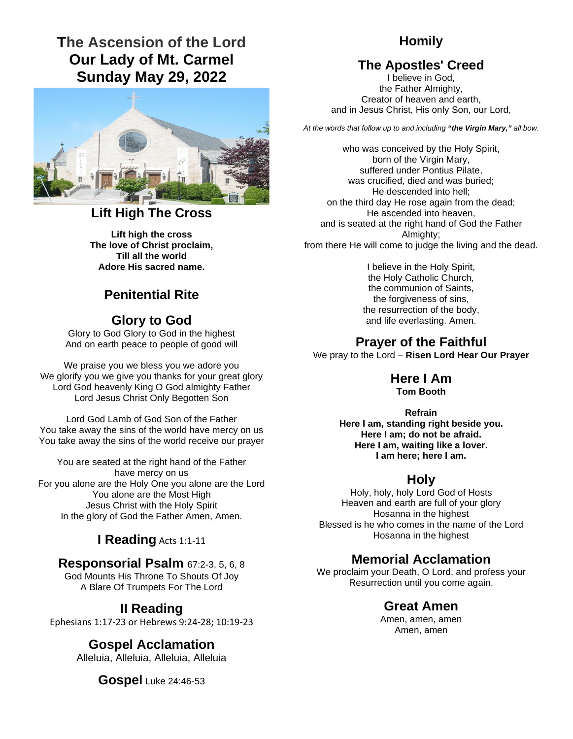# The Ascension of the Lord
# Our Lady of Mt. Carmel
# Sunday May 29, 2022

## Lift High The Cross

**Lift high the cross**
**The love of Christ proclaim,**
**Till all the world**
**Adore His sacred name.**

## Penitential Rite

## Glory to God

Glory to God Glory to God in the highest
And on earth peace to people of good will

We praise you we bless you we adore you
We glorify you we give you thanks for your great glory
Lord God heavenly King O God almighty Father
Lord Jesus Christ Only Begotten Son

Lord God Lamb of God Son of the Father
You take away the sins of the world have mercy on us
You take away the sins of the world receive our prayer

You are seated at the right hand of the Father
have mercy on us
For you alone are the Holy One you alone are the Lord
You alone are the Most High
Jesus Christ with the Holy Spirit
In the glory of God the Father Amen, Amen.

## I Reading Acts 1:1-11

## Responsorial Psalm 67:2-3, 5, 6, 8

God Mounts His Throne To Shouts Of Joy
A Blare Of Trumpets For The Lord

## II Reading

Ephesians 1:17-23 or Hebrews 9:24-28; 10:19-23

## Gospel Acclamation

Alleluia, Alleluia, Alleluia, Alleluia

## Gospel Luke 24:46-53

## Homily

## The Apostles' Creed

I believe in God,
the Father Almighty,
Creator of heaven and earth,
and in Jesus Christ, His only Son, our Lord,

*At the words that follow up to and including **"the Virgin Mary,"** all bow.*

who was conceived by the Holy Spirit,
born of the Virgin Mary,
suffered under Pontius Pilate,
was crucified, died and was buried;
He descended into hell;
on the third day He rose again from the dead;
He ascended into heaven,
and is seated at the right hand of God the Father Almighty;
from there He will come to judge the living and the dead.

I believe in the Holy Spirit,
the Holy Catholic Church,
the communion of Saints,
the forgiveness of sins,
the resurrection of the body,
and life everlasting. Amen.

## Prayer of the Faithful

We pray to the Lord – **Risen Lord Hear Our Prayer**

## Here I Am

**Tom Booth**

**Refrain**
**Here I am, standing right beside you.**
**Here I am; do not be afraid.**
**Here I am, waiting like a lover.**
**I am here; here I am.**

## Holy

Holy, holy, holy Lord God of Hosts
Heaven and earth are full of your glory
Hosanna in the highest
Blessed is he who comes in the name of the Lord
Hosanna in the highest

## Memorial Acclamation

We proclaim your Death, O Lord, and profess your Resurrection until you come again.

## Great Amen

Amen, amen, amen
Amen, amen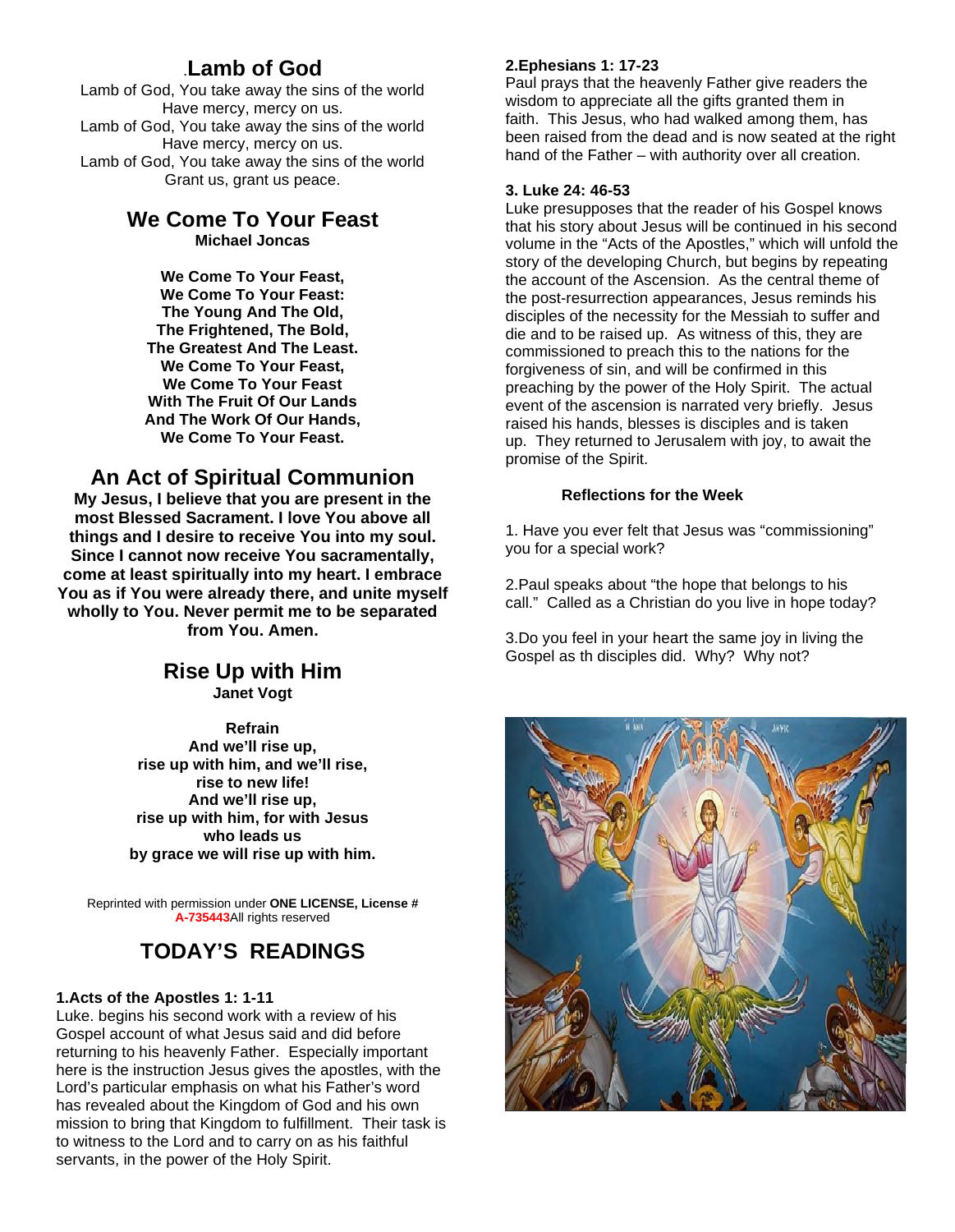# .Lamb of God

Lamb of God, You take away the sins of the world
Have mercy, mercy on us.
Lamb of God, You take away the sins of the world
Have mercy, mercy on us.
Lamb of God, You take away the sins of the world
Grant us, grant us peace.

## We Come To Your Feast

**Michael Joncas**

**We Come To Your Feast,**
**We Come To Your Feast:**
**The Young And The Old,**
**The Frightened, The Bold,**
**The Greatest And The Least.**
**We Come To Your Feast,**
**We Come To Your Feast**
**With The Fruit Of Our Lands**
**And The Work Of Our Hands,**
**We Come To Your Feast.**

## An Act of Spiritual Communion

**My Jesus, I believe that you are present in the most Blessed Sacrament. I love You above all things and I desire to receive You into my soul. Since I cannot now receive You sacramentally, come at least spiritually into my heart. I embrace You as if You were already there, and unite myself wholly to You. Never permit me to be separated from You. Amen.**

## Rise Up with Him

**Janet Vogt**

**Refrain**
**And we'll rise up,**
**rise up with him, and we'll rise,**
**rise to new life!**
**And we'll rise up,**
**rise up with him, for with Jesus**
**who leads us**
**by grace we will rise up with him.**

Reprinted with permission under **ONE LICENSE, License # A-735443**All rights reserved

## TODAY'S READINGS

**1.Acts of the Apostles 1: 1-11**
Luke. begins his second work with a review of his Gospel account of what Jesus said and did before returning to his heavenly Father. Especially important here is the instruction Jesus gives the apostles, with the Lord's particular emphasis on what his Father's word has revealed about the Kingdom of God and his own mission to bring that Kingdom to fulfillment. Their task is to witness to the Lord and to carry on as his faithful servants, in the power of the Holy Spirit.

**2.Ephesians 1: 17-23**
Paul prays that the heavenly Father give readers the wisdom to appreciate all the gifts granted them in faith. This Jesus, who had walked among them, has been raised from the dead and is now seated at the right hand of the Father – with authority over all creation.

**3. Luke 24: 46-53**
Luke presupposes that the reader of his Gospel knows that his story about Jesus will be continued in his second volume in the "Acts of the Apostles," which will unfold the story of the developing Church, but begins by repeating the account of the Ascension. As the central theme of the post-resurrection appearances, Jesus reminds his disciples of the necessity for the Messiah to suffer and die and to be raised up. As witness of this, they are commissioned to preach this to the nations for the forgiveness of sin, and will be confirmed in this preaching by the power of the Holy Spirit. The actual event of the ascension is narrated very briefly. Jesus raised his hands, blesses is disciples and is taken up. They returned to Jerusalem with joy, to await the promise of the Spirit.

**Reflections for the Week**

1. Have you ever felt that Jesus was "commissioning" you for a special work?

2.Paul speaks about "the hope that belongs to his call." Called as a Christian do you live in hope today?

3.Do you feel in your heart the same joy in living the Gospel as th disciples did. Why? Why not?